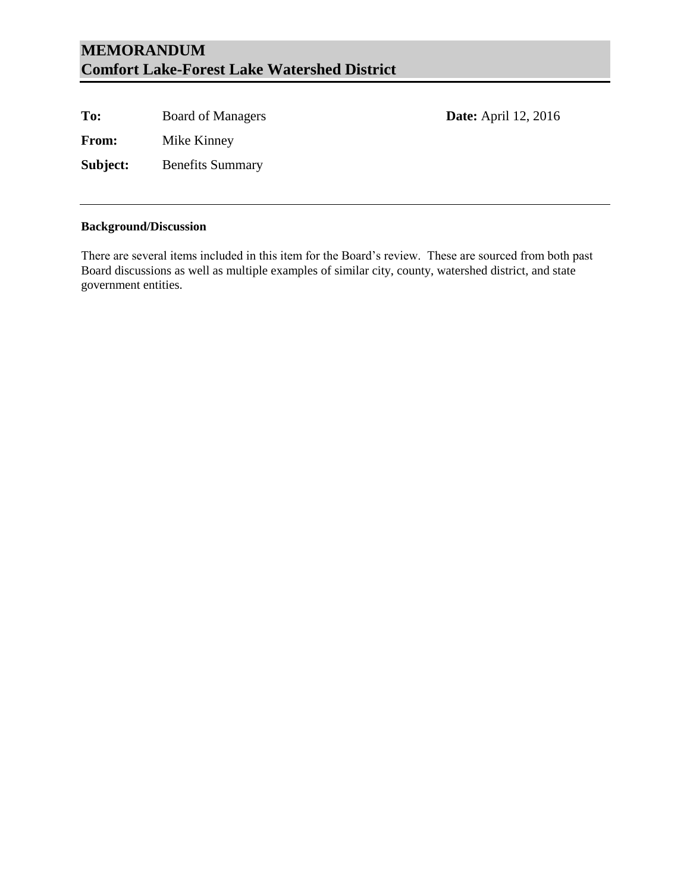# MEMORANDUM
# Comfort Lake-Forest Lake Watershed District

**To:** Board of Managers **Date:** April 12, 2016

**From:** Mike Kinney

**Subject:** Benefits Summary

---

### Background/Discussion

There are several items included in this item for the Board's review. These are sourced from both past Board discussions as well as multiple examples of similar city, county, watershed district, and state government entities.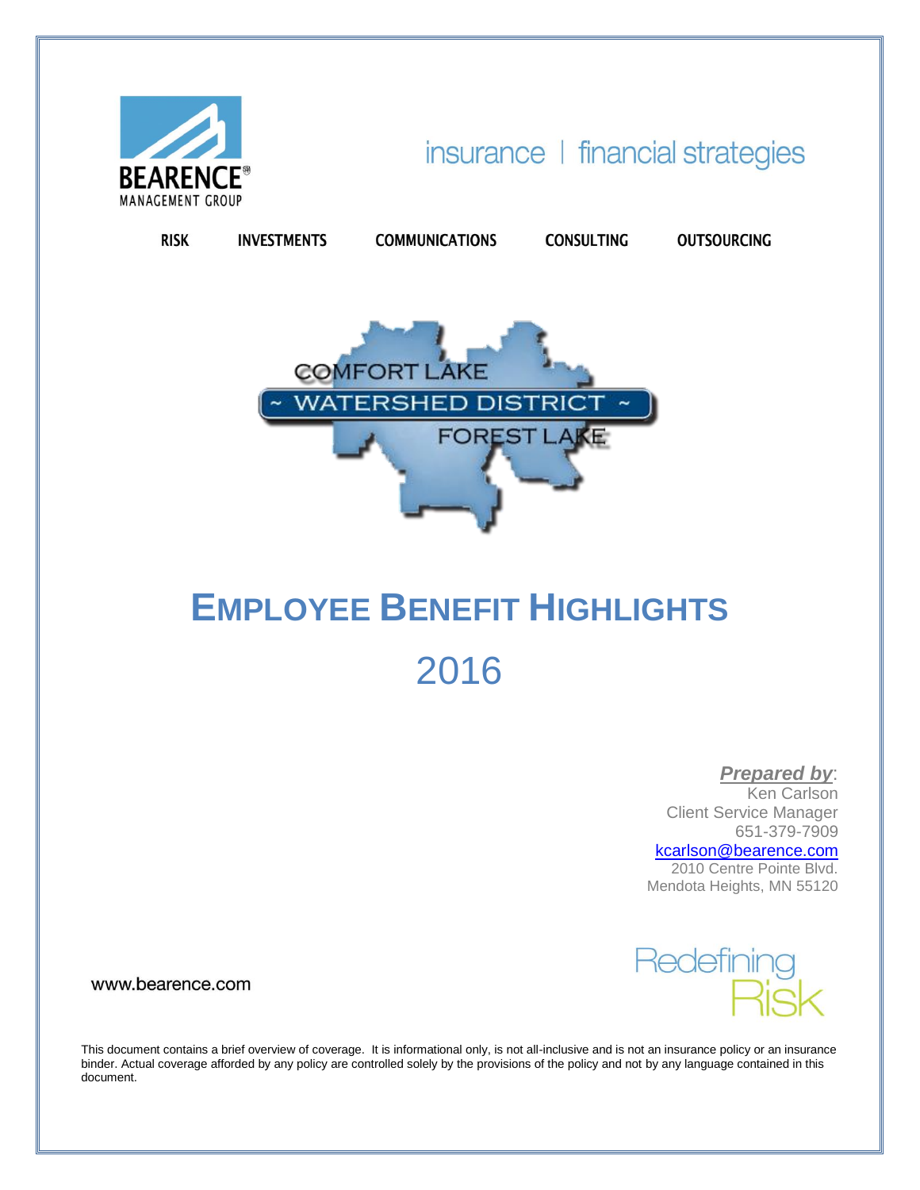BEARENCE MANAGEMENT GROUP

insurance | financial strategies

RISK INVESTMENTS COMMUNICATIONS CONSULTING OUTSOURCING

COMFORT LAKE ~ WATERSHED DISTRICT ~ FOREST LAKE

# EMPLOYEE BENEFIT HIGHLIGHTS

# 2016

***Prepared by***:
Ken Carlson
Client Service Manager
651-379-7909
kcarlson@bearence.com
2010 Centre Pointe Blvd.
Mendota Heights, MN 55120

www.bearence.com

Redefining Risk

This document contains a brief overview of coverage. It is informational only, is not all-inclusive and is not an insurance policy or an insurance binder. Actual coverage afforded by any policy are controlled solely by the provisions of the policy and not by any language contained in this document.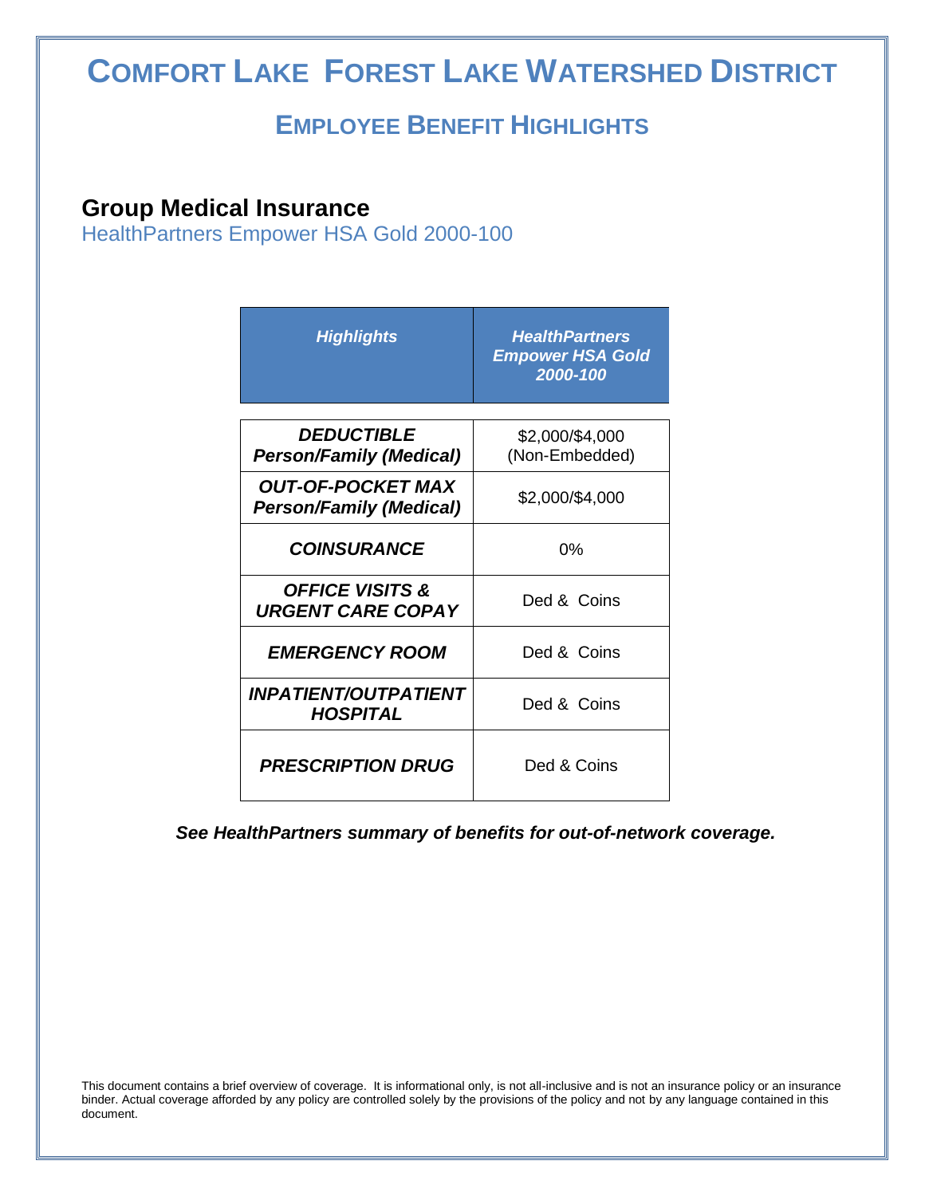# Comfort Lake Forest Lake Watershed District

## Employee Benefit Highlights

### Group Medical Insurance

HealthPartners Empower HSA Gold 2000-100

| *Highlights* | *HealthPartners Empower HSA Gold 2000-100* |
|---|---|
| ***DEDUCTIBLE Person/Family (Medical)*** | $2,000/$4,000 (Non-Embedded) |
| ***OUT-OF-POCKET MAX Person/Family (Medical)*** | $2,000/$4,000 |
| ***COINSURANCE*** | 0% |
| ***OFFICE VISITS & URGENT CARE COPAY*** | Ded & Coins |
| ***EMERGENCY ROOM*** | Ded & Coins |
| ***INPATIENT/OUTPATIENT HOSPITAL*** | Ded & Coins |
| ***PRESCRIPTION DRUG*** | Ded & Coins |

***See HealthPartners summary of benefits for out-of-network coverage.***

This document contains a brief overview of coverage. It is informational only, is not all-inclusive and is not an insurance policy or an insurance binder. Actual coverage afforded by any policy are controlled solely by the provisions of the policy and not by any language contained in this document.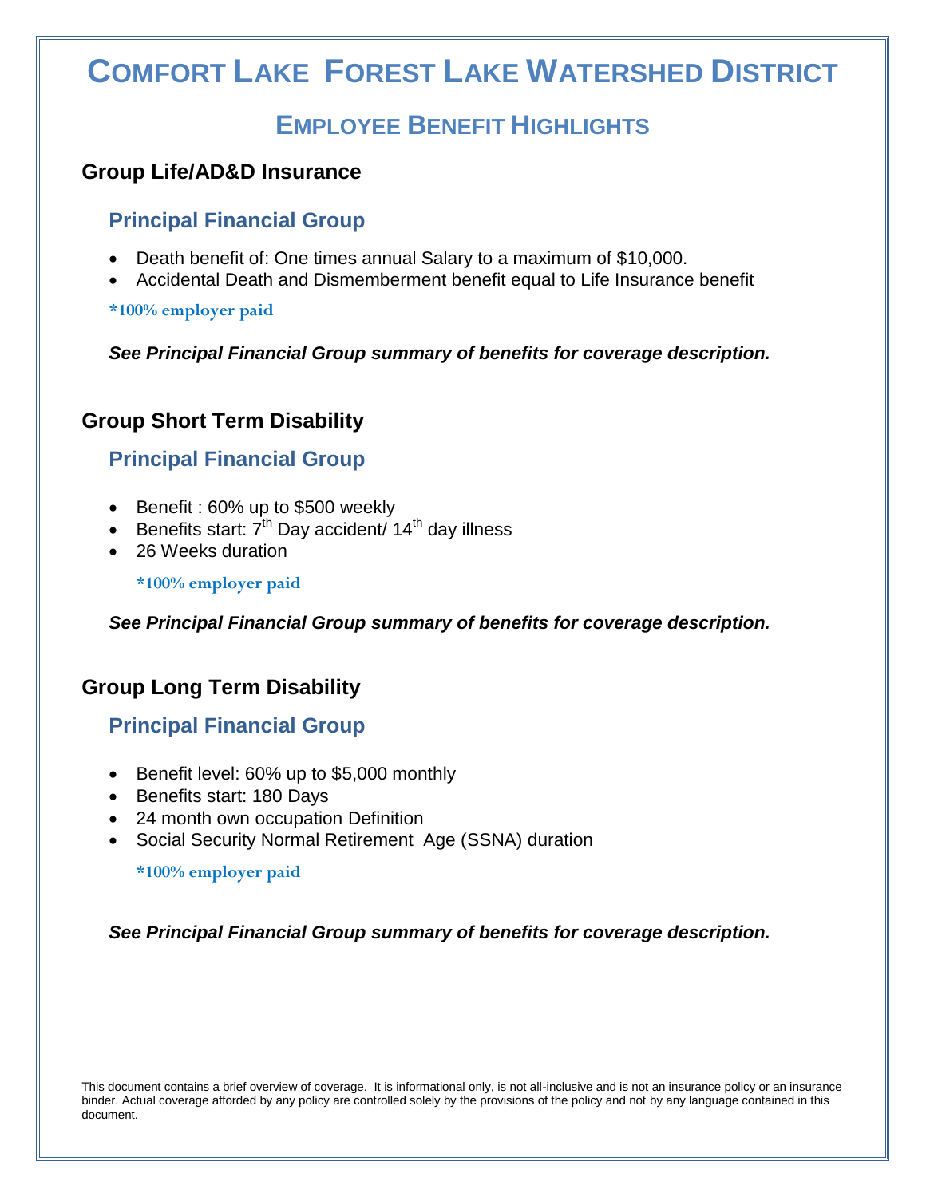# Comfort Lake Forest Lake Watershed District

## Employee Benefit Highlights

### Group Life/AD&D Insurance

#### Principal Financial Group

- Death benefit of: One times annual Salary to a maximum of $10,000.
- Accidental Death and Dismemberment benefit equal to Life Insurance benefit

**\*100% employer paid**

***See Principal Financial Group summary of benefits for coverage description.***

### Group Short Term Disability

#### Principal Financial Group

- Benefit : 60% up to $500 weekly
- Benefits start: 7th Day accident/ 14th day illness
- 26 Weeks duration

**\*100% employer paid**

***See Principal Financial Group summary of benefits for coverage description.***

### Group Long Term Disability

#### Principal Financial Group

- Benefit level: 60% up to $5,000 monthly
- Benefits start: 180 Days
- 24 month own occupation Definition
- Social Security Normal Retirement Age (SSNA) duration

**\*100% employer paid**

***See Principal Financial Group summary of benefits for coverage description.***

This document contains a brief overview of coverage. It is informational only, is not all-inclusive and is not an insurance policy or an insurance binder. Actual coverage afforded by any policy are controlled solely by the provisions of the policy and not by any language contained in this document.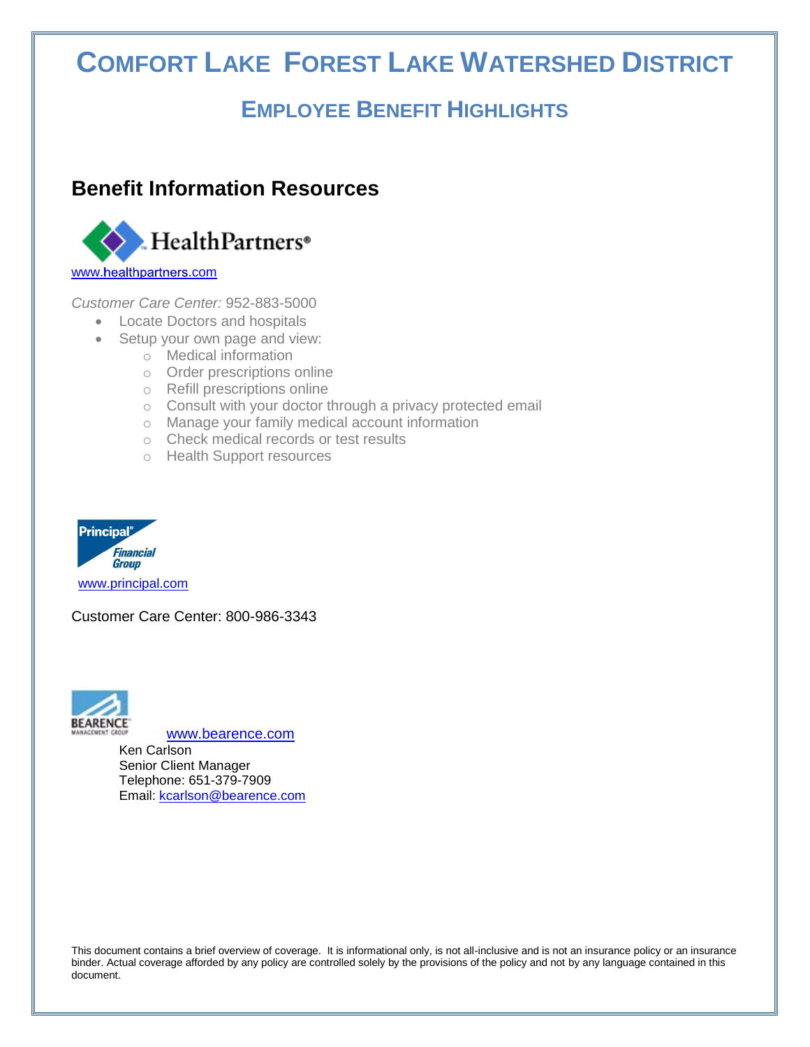# COMFORT LAKE FOREST LAKE WATERSHED DISTRICT

## EMPLOYEE BENEFIT HIGHLIGHTS

### Benefit Information Resources

HealthPartners®

www.healthpartners.com

*Customer Care Center:* 952-883-5000

- Locate Doctors and hospitals
- Setup your own page and view:
  - Medical information
  - Order prescriptions online
  - Refill prescriptions online
  - Consult with your doctor through a privacy protected email
  - Manage your family medical account information
  - Check medical records or test results
  - Health Support resources

Principal® Financial Group

www.principal.com

Customer Care Center: 800-986-3343

BEARENCE MANAGEMENT GROUP

www.bearence.com

Ken Carlson
Senior Client Manager
Telephone: 651-379-7909
Email: kcarlson@bearence.com

This document contains a brief overview of coverage. It is informational only, is not all-inclusive and is not an insurance policy or an insurance binder. Actual coverage afforded by any policy are controlled solely by the provisions of the policy and not by any language contained in this document.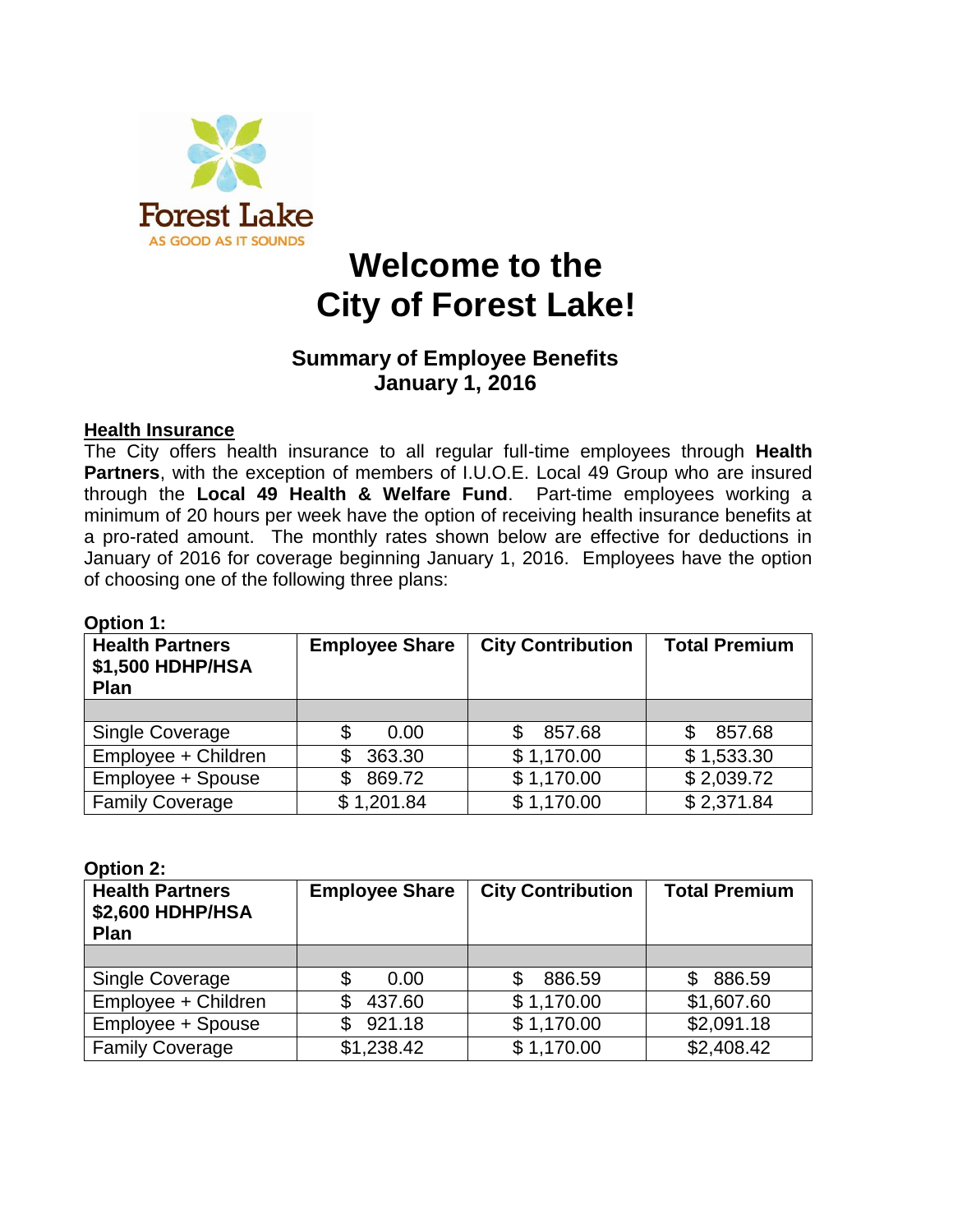Forest Lake

AS GOOD AS IT SOUNDS

# Welcome to the City of Forest Lake!

## Summary of Employee Benefits
## January 1, 2016

**Health Insurance**

The City offers health insurance to all regular full-time employees through **Health Partners**, with the exception of members of I.U.O.E. Local 49 Group who are insured through the **Local 49 Health & Welfare Fund**. Part-time employees working a minimum of 20 hours per week have the option of receiving health insurance benefits at a pro-rated amount. The monthly rates shown below are effective for deductions in January of 2016 for coverage beginning January 1, 2016. Employees have the option of choosing one of the following three plans:

**Option 1:**

| Health Partners $1,500 HDHP/HSA Plan | Employee Share | City Contribution | Total Premium |
|---|---|---|---|
| | | | |
| Single Coverage | $ 0.00 | $ 857.68 | $ 857.68 |
| Employee + Children | $ 363.30 | $ 1,170.00 | $ 1,533.30 |
| Employee + Spouse | $ 869.72 | $ 1,170.00 | $ 2,039.72 |
| Family Coverage | $ 1,201.84 | $ 1,170.00 | $ 2,371.84 |

**Option 2:**

| Health Partners $2,600 HDHP/HSA Plan | Employee Share | City Contribution | Total Premium |
|---|---|---|---|
| | | | |
| Single Coverage | $ 0.00 | $ 886.59 | $ 886.59 |
| Employee + Children | $ 437.60 | $ 1,170.00 | $1,607.60 |
| Employee + Spouse | $ 921.18 | $ 1,170.00 | $2,091.18 |
| Family Coverage | $1,238.42 | $ 1,170.00 | $2,408.42 |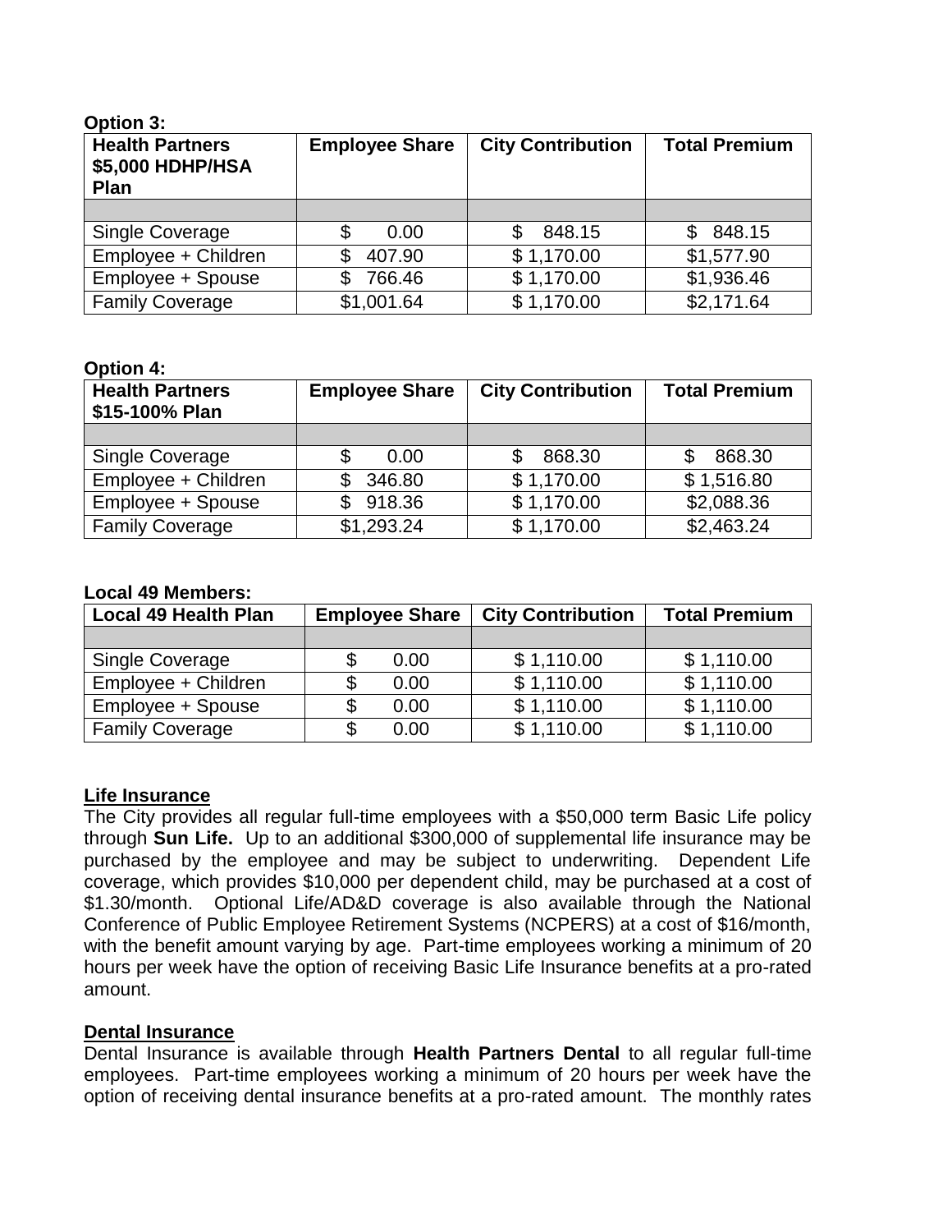**Option 3:**

| Health Partners $5,000 HDHP/HSA Plan | Employee Share | City Contribution | Total Premium |
|---|---|---|---|
| | | | |
| Single Coverage | $ 0.00 | $ 848.15 | $ 848.15 |
| Employee + Children | $ 407.90 | $ 1,170.00 | $1,577.90 |
| Employee + Spouse | $ 766.46 | $ 1,170.00 | $1,936.46 |
| Family Coverage | $1,001.64 | $ 1,170.00 | $2,171.64 |

**Option 4:**

| Health Partners $15-100% Plan | Employee Share | City Contribution | Total Premium |
|---|---|---|---|
| | | | |
| Single Coverage | $ 0.00 | $ 868.30 | $ 868.30 |
| Employee + Children | $ 346.80 | $ 1,170.00 | $ 1,516.80 |
| Employee + Spouse | $ 918.36 | $ 1,170.00 | $2,088.36 |
| Family Coverage | $1,293.24 | $ 1,170.00 | $2,463.24 |

**Local 49 Members:**

| Local 49 Health Plan | Employee Share | City Contribution | Total Premium |
|---|---|---|---|
| | | | |
| Single Coverage | $ 0.00 | $ 1,110.00 | $ 1,110.00 |
| Employee + Children | $ 0.00 | $ 1,110.00 | $ 1,110.00 |
| Employee + Spouse | $ 0.00 | $ 1,110.00 | $ 1,110.00 |
| Family Coverage | $ 0.00 | $ 1,110.00 | $ 1,110.00 |

**Life Insurance**

The City provides all regular full-time employees with a $50,000 term Basic Life policy through **Sun Life.** Up to an additional $300,000 of supplemental life insurance may be purchased by the employee and may be subject to underwriting. Dependent Life coverage, which provides $10,000 per dependent child, may be purchased at a cost of $1.30/month. Optional Life/AD&D coverage is also available through the National Conference of Public Employee Retirement Systems (NCPERS) at a cost of $16/month, with the benefit amount varying by age. Part-time employees working a minimum of 20 hours per week have the option of receiving Basic Life Insurance benefits at a pro-rated amount.

**Dental Insurance**

Dental Insurance is available through **Health Partners Dental** to all regular full-time employees. Part-time employees working a minimum of 20 hours per week have the option of receiving dental insurance benefits at a pro-rated amount. The monthly rates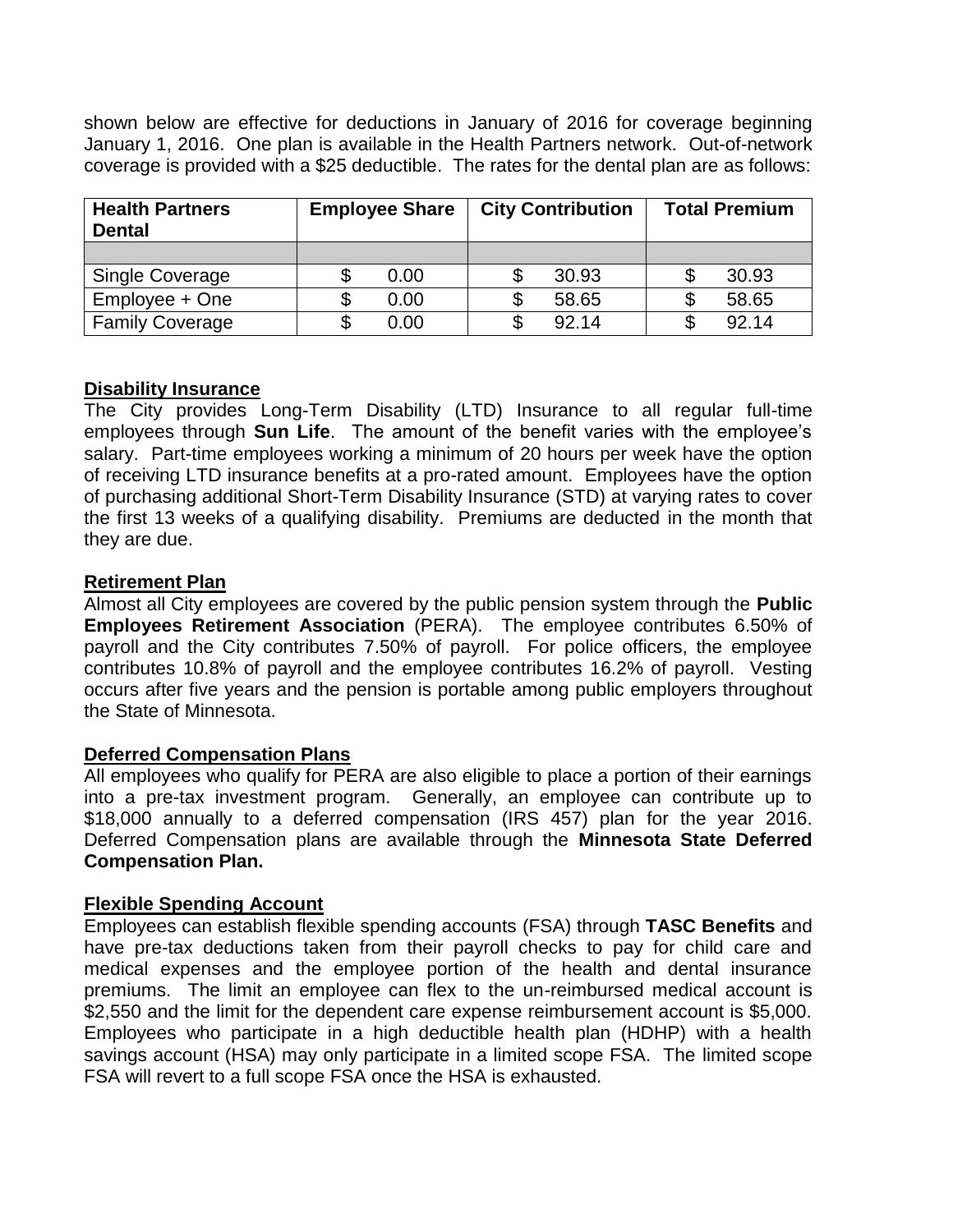shown below are effective for deductions in January of 2016 for coverage beginning January 1, 2016. One plan is available in the Health Partners network. Out-of-network coverage is provided with a $25 deductible. The rates for the dental plan are as follows:

| Health Partners Dental | Employee Share | City Contribution | Total Premium |
|---|---|---|---|
| | | | |
| Single Coverage | $ 0.00 | $ 30.93 | $ 30.93 |
| Employee + One | $ 0.00 | $ 58.65 | $ 58.65 |
| Family Coverage | $ 0.00 | $ 92.14 | $ 92.14 |

## Disability Insurance

The City provides Long-Term Disability (LTD) Insurance to all regular full-time employees through **Sun Life**. The amount of the benefit varies with the employee's salary. Part-time employees working a minimum of 20 hours per week have the option of receiving LTD insurance benefits at a pro-rated amount. Employees have the option of purchasing additional Short-Term Disability Insurance (STD) at varying rates to cover the first 13 weeks of a qualifying disability. Premiums are deducted in the month that they are due.

## Retirement Plan

Almost all City employees are covered by the public pension system through the **Public Employees Retirement Association** (PERA). The employee contributes 6.50% of payroll and the City contributes 7.50% of payroll. For police officers, the employee contributes 10.8% of payroll and the employee contributes 16.2% of payroll. Vesting occurs after five years and the pension is portable among public employers throughout the State of Minnesota.

## Deferred Compensation Plans

All employees who qualify for PERA are also eligible to place a portion of their earnings into a pre-tax investment program. Generally, an employee can contribute up to $18,000 annually to a deferred compensation (IRS 457) plan for the year 2016. Deferred Compensation plans are available through the **Minnesota State Deferred Compensation Plan.**

## Flexible Spending Account

Employees can establish flexible spending accounts (FSA) through **TASC Benefits** and have pre-tax deductions taken from their payroll checks to pay for child care and medical expenses and the employee portion of the health and dental insurance premiums. The limit an employee can flex to the un-reimbursed medical account is $2,550 and the limit for the dependent care expense reimbursement account is $5,000. Employees who participate in a high deductible health plan (HDHP) with a health savings account (HSA) may only participate in a limited scope FSA. The limited scope FSA will revert to a full scope FSA once the HSA is exhausted.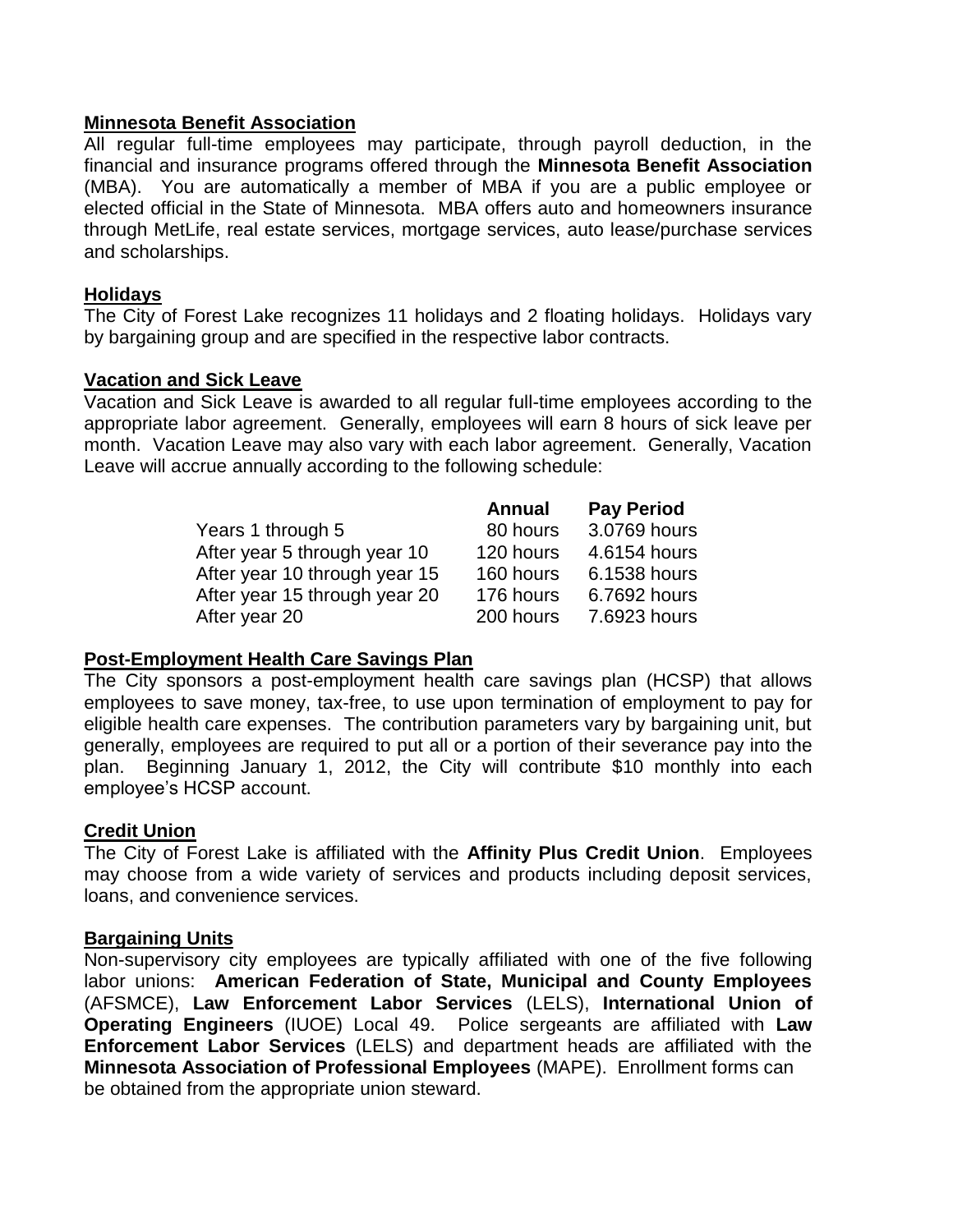**Minnesota Benefit Association**

All regular full-time employees may participate, through payroll deduction, in the financial and insurance programs offered through the **Minnesota Benefit Association** (MBA). You are automatically a member of MBA if you are a public employee or elected official in the State of Minnesota. MBA offers auto and homeowners insurance through MetLife, real estate services, mortgage services, auto lease/purchase services and scholarships.

**Holidays**

The City of Forest Lake recognizes 11 holidays and 2 floating holidays. Holidays vary by bargaining group and are specified in the respective labor contracts.

**Vacation and Sick Leave**

Vacation and Sick Leave is awarded to all regular full-time employees according to the appropriate labor agreement. Generally, employees will earn 8 hours of sick leave per month. Vacation Leave may also vary with each labor agreement. Generally, Vacation Leave will accrue annually according to the following schedule:

| | Annual | Pay Period |
|---|---|---|
| Years 1 through 5 | 80 hours | 3.0769 hours |
| After year 5 through year 10 | 120 hours | 4.6154 hours |
| After year 10 through year 15 | 160 hours | 6.1538 hours |
| After year 15 through year 20 | 176 hours | 6.7692 hours |
| After year 20 | 200 hours | 7.6923 hours |

**Post-Employment Health Care Savings Plan**

The City sponsors a post-employment health care savings plan (HCSP) that allows employees to save money, tax-free, to use upon termination of employment to pay for eligible health care expenses. The contribution parameters vary by bargaining unit, but generally, employees are required to put all or a portion of their severance pay into the plan. Beginning January 1, 2012, the City will contribute $10 monthly into each employee's HCSP account.

**Credit Union**

The City of Forest Lake is affiliated with the **Affinity Plus Credit Union**. Employees may choose from a wide variety of services and products including deposit services, loans, and convenience services.

**Bargaining Units**

Non-supervisory city employees are typically affiliated with one of the five following labor unions: **American Federation of State, Municipal and County Employees** (AFSMCE), **Law Enforcement Labor Services** (LELS), **International Union of Operating Engineers** (IUOE) Local 49. Police sergeants are affiliated with **Law Enforcement Labor Services** (LELS) and department heads are affiliated with the **Minnesota Association of Professional Employees** (MAPE). Enrollment forms can be obtained from the appropriate union steward.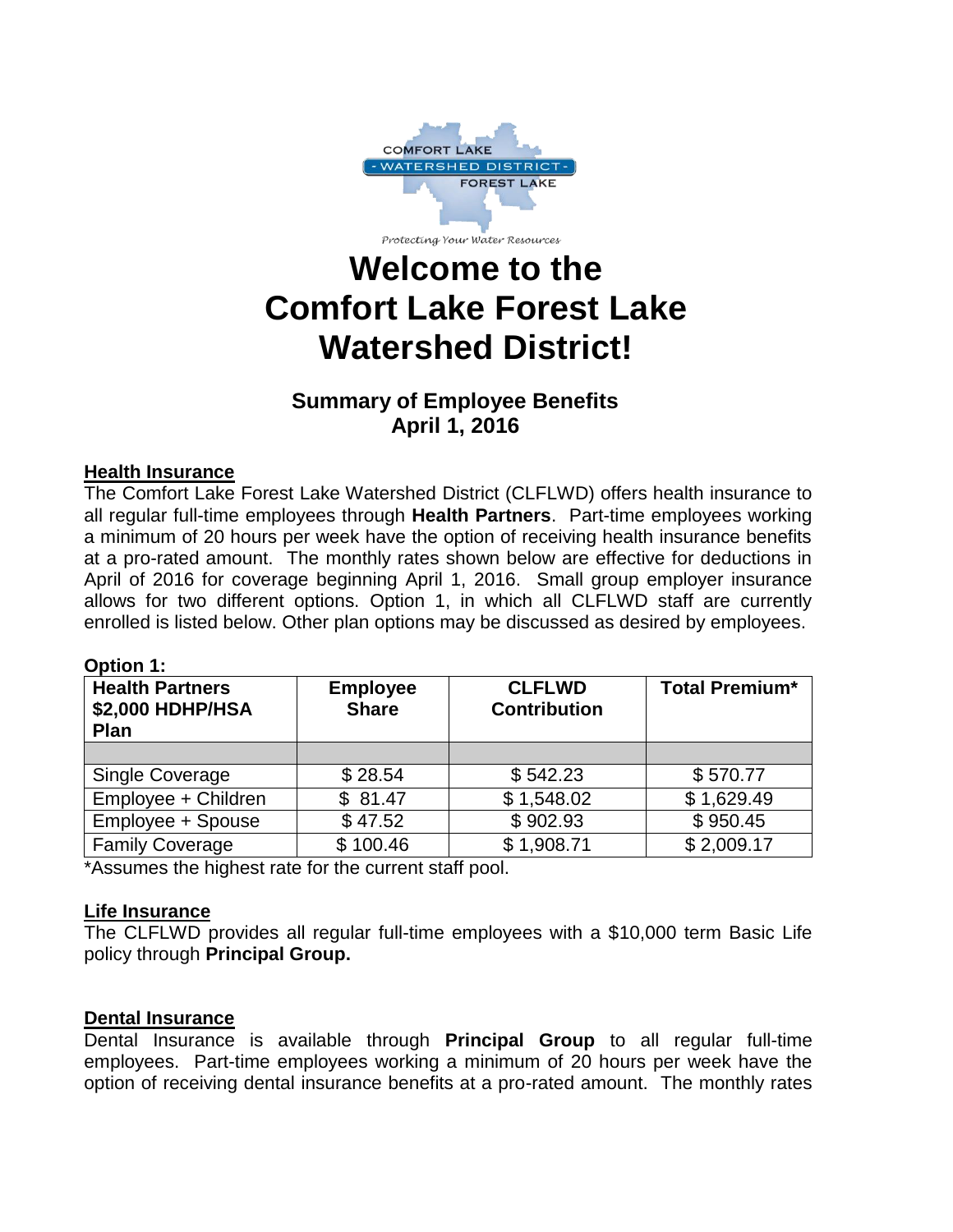# Welcome to the Comfort Lake Forest Lake Watershed District!

## Summary of Employee Benefits
## April 1, 2016

**Health Insurance**

The Comfort Lake Forest Lake Watershed District (CLFLWD) offers health insurance to all regular full-time employees through **Health Partners**. Part-time employees working a minimum of 20 hours per week have the option of receiving health insurance benefits at a pro-rated amount. The monthly rates shown below are effective for deductions in April of 2016 for coverage beginning April 1, 2016. Small group employer insurance allows for two different options. Option 1, in which all CLFLWD staff are currently enrolled is listed below. Other plan options may be discussed as desired by employees.

**Option 1:**

| Health Partners $2,000 HDHP/HSA Plan | Employee Share | CLFLWD Contribution | Total Premium* |
|---|---|---|---|
| | | | |
| Single Coverage | $ 28.54 | $ 542.23 | $ 570.77 |
| Employee + Children | $ 81.47 | $ 1,548.02 | $ 1,629.49 |
| Employee + Spouse | $ 47.52 | $ 902.93 | $ 950.45 |
| Family Coverage | $ 100.46 | $ 1,908.71 | $ 2,009.17 |

*Assumes the highest rate for the current staff pool.

**Life Insurance**

The CLFLWD provides all regular full-time employees with a $10,000 term Basic Life policy through **Principal Group.**

**Dental Insurance**

Dental Insurance is available through **Principal Group** to all regular full-time employees. Part-time employees working a minimum of 20 hours per week have the option of receiving dental insurance benefits at a pro-rated amount. The monthly rates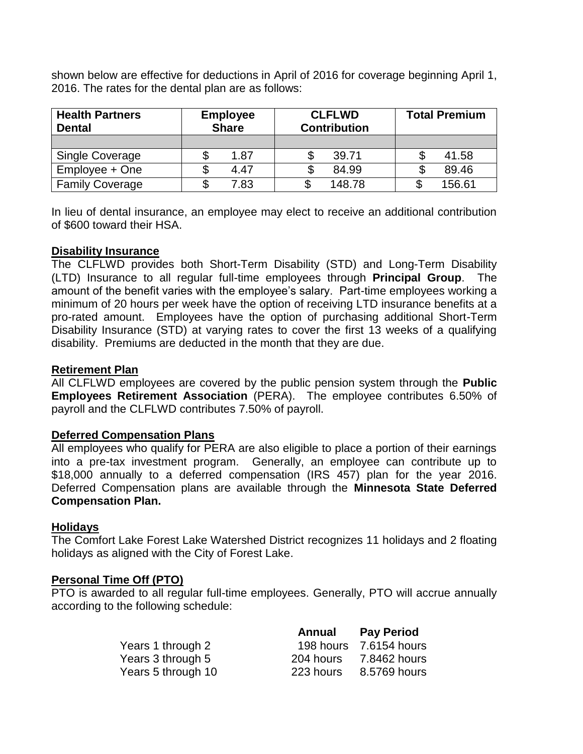shown below are effective for deductions in April of 2016 for coverage beginning April 1, 2016. The rates for the dental plan are as follows:

| Health Partners Dental | Employee Share | CLFLWD Contribution | Total Premium |
|---|---|---|---|
| | | | |
| Single Coverage | $ 1.87 | $ 39.71 | $ 41.58 |
| Employee + One | $ 4.47 | $ 84.99 | $ 89.46 |
| Family Coverage | $ 7.83 | $ 148.78 | $ 156.61 |

In lieu of dental insurance, an employee may elect to receive an additional contribution of $600 toward their HSA.

**Disability Insurance**

The CLFLWD provides both Short-Term Disability (STD) and Long-Term Disability (LTD) Insurance to all regular full-time employees through **Principal Group**. The amount of the benefit varies with the employee's salary. Part-time employees working a minimum of 20 hours per week have the option of receiving LTD insurance benefits at a pro-rated amount. Employees have the option of purchasing additional Short-Term Disability Insurance (STD) at varying rates to cover the first 13 weeks of a qualifying disability. Premiums are deducted in the month that they are due.

**Retirement Plan**

All CLFLWD employees are covered by the public pension system through the **Public Employees Retirement Association** (PERA). The employee contributes 6.50% of payroll and the CLFLWD contributes 7.50% of payroll.

**Deferred Compensation Plans**

All employees who qualify for PERA are also eligible to place a portion of their earnings into a pre-tax investment program. Generally, an employee can contribute up to $18,000 annually to a deferred compensation (IRS 457) plan for the year 2016. Deferred Compensation plans are available through the **Minnesota State Deferred Compensation Plan.**

**Holidays**

The Comfort Lake Forest Lake Watershed District recognizes 11 holidays and 2 floating holidays as aligned with the City of Forest Lake.

**Personal Time Off (PTO)**

PTO is awarded to all regular full-time employees. Generally, PTO will accrue annually according to the following schedule:

| | Annual | Pay Period |
|---|---|---|
| Years 1 through 2 | 198 hours | 7.6154 hours |
| Years 3 through 5 | 204 hours | 7.8462 hours |
| Years 5 through 10 | 223 hours | 8.5769 hours |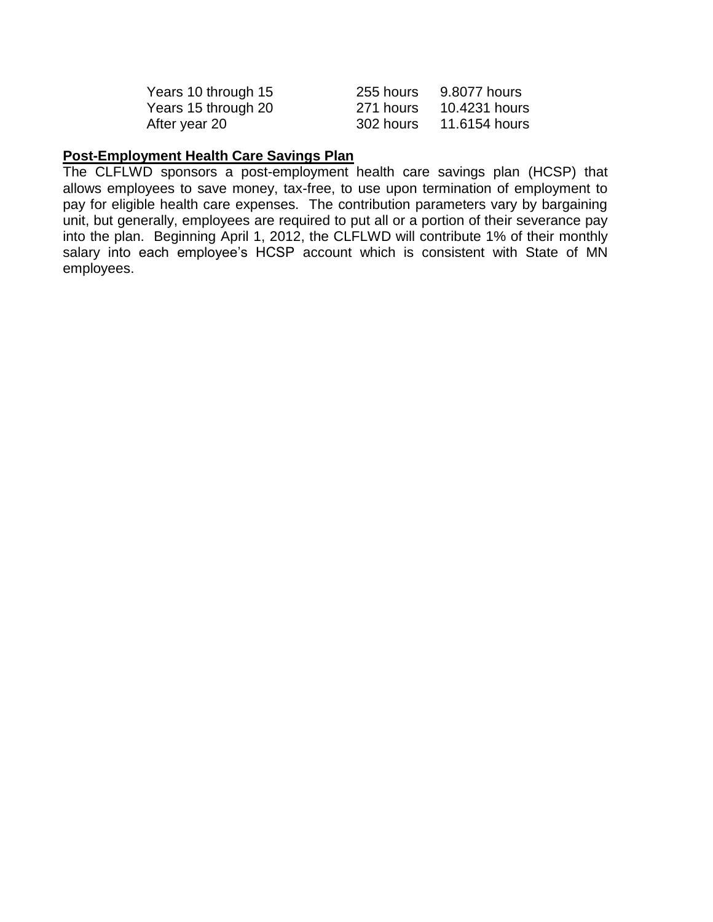| | | |
|---|---|---|
| Years 10 through 15 | 255 hours | 9.8077 hours |
| Years 15 through 20 | 271 hours | 10.4231 hours |
| After year 20 | 302 hours | 11.6154 hours |

**Post-Employment Health Care Savings Plan**

The CLFLWD sponsors a post-employment health care savings plan (HCSP) that allows employees to save money, tax-free, to use upon termination of employment to pay for eligible health care expenses. The contribution parameters vary by bargaining unit, but generally, employees are required to put all or a portion of their severance pay into the plan. Beginning April 1, 2012, the CLFLWD will contribute 1% of their monthly salary into each employee's HCSP account which is consistent with State of MN employees.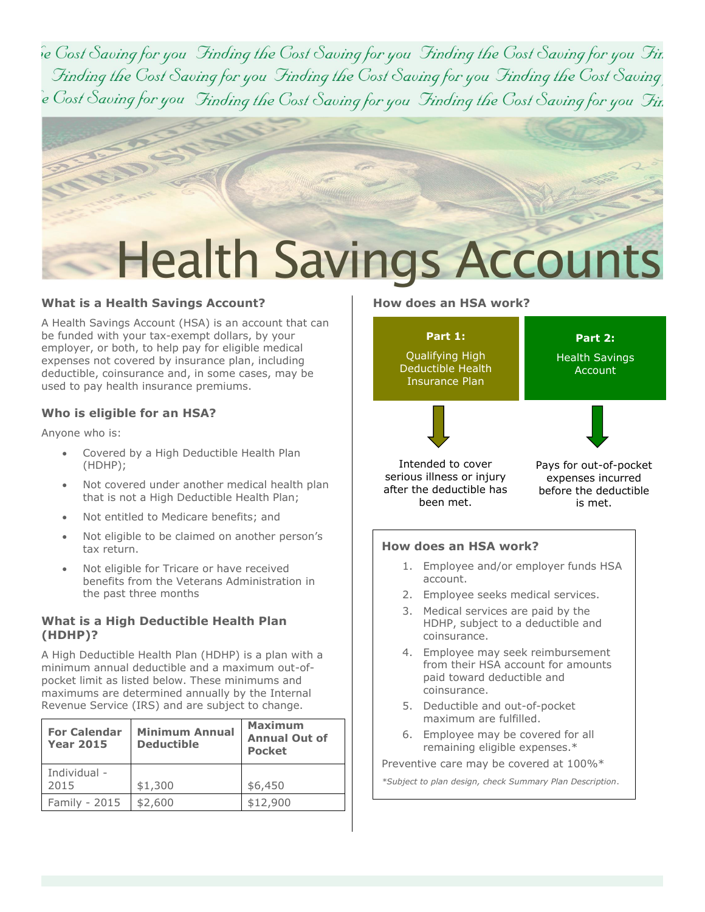# Health Savings Accounts

### What is a Health Savings Account?

A Health Savings Account (HSA) is an account that can be funded with your tax-exempt dollars, by your employer, or both, to help pay for eligible medical expenses not covered by insurance plan, including deductible, coinsurance and, in some cases, may be used to pay health insurance premiums.

### Who is eligible for an HSA?

Anyone who is:

- Covered by a High Deductible Health Plan (HDHP);
- Not covered under another medical health plan that is not a High Deductible Health Plan;
- Not entitled to Medicare benefits; and
- Not eligible to be claimed on another person's tax return.
- Not eligible for Tricare or have received benefits from the Veterans Administration in the past three months

### What is a High Deductible Health Plan (HDHP)?

A High Deductible Health Plan (HDHP) is a plan with a minimum annual deductible and a maximum out-of-pocket limit as listed below. These minimums and maximums are determined annually by the Internal Revenue Service (IRS) and are subject to change.

| For Calendar Year 2015 | Minimum Annual Deductible | Maximum Annual Out of Pocket |
|---|---|---|
| Individual - 2015 | $1,300 | $6,450 |
| Family - 2015 | $2,600 | $12,900 |

### How does an HSA work?

| **Part 1:** Qualifying High Deductible Health Insurance Plan | **Part 2:** Health Savings Account |
|---|---|
| Intended to cover serious illness or injury after the deductible has been met. | Pays for out-of-pocket expenses incurred before the deductible is met. |

### How does an HSA work?

1. Employee and/or employer funds HSA account.
2. Employee seeks medical services.
3. Medical services are paid by the HDHP, subject to a deductible and coinsurance.
4. Employee may seek reimbursement from their HSA account for amounts paid toward deductible and coinsurance.
5. Deductible and out-of-pocket maximum are fulfilled.
6. Employee may be covered for all remaining eligible expenses.*

Preventive care may be covered at 100%*

*\*Subject to plan design, check Summary Plan Description.*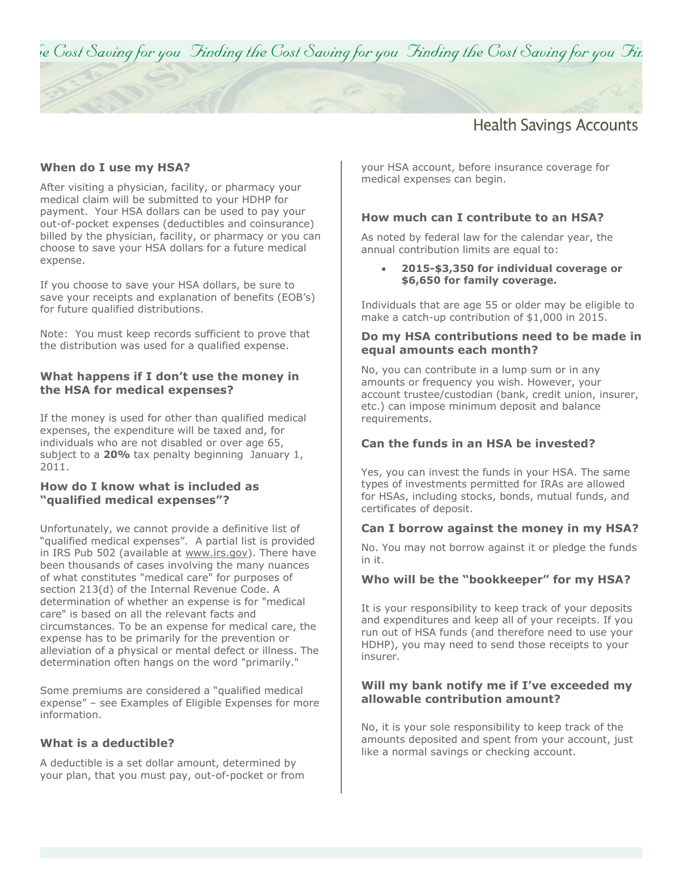# Health Savings Accounts

### When do I use my HSA?

After visiting a physician, facility, or pharmacy your medical claim will be submitted to your HDHP for payment. Your HSA dollars can be used to pay your out-of-pocket expenses (deductibles and coinsurance) billed by the physician, facility, or pharmacy or you can choose to save your HSA dollars for a future medical expense.

If you choose to save your HSA dollars, be sure to save your receipts and explanation of benefits (EOB's) for future qualified distributions.

Note: You must keep records sufficient to prove that the distribution was used for a qualified expense.

### What happens if I don't use the money in the HSA for medical expenses?

If the money is used for other than qualified medical expenses, the expenditure will be taxed and, for individuals who are not disabled or over age 65, subject to a **20%** tax penalty beginning January 1, 2011.

### How do I know what is included as "qualified medical expenses"?

Unfortunately, we cannot provide a definitive list of "qualified medical expenses". A partial list is provided in IRS Pub 502 (available at www.irs.gov). There have been thousands of cases involving the many nuances of what constitutes "medical care" for purposes of section 213(d) of the Internal Revenue Code. A determination of whether an expense is for "medical care" is based on all the relevant facts and circumstances. To be an expense for medical care, the expense has to be primarily for the prevention or alleviation of a physical or mental defect or illness. The determination often hangs on the word "primarily."

Some premiums are considered a "qualified medical expense" – see Examples of Eligible Expenses for more information.

### What is a deductible?

A deductible is a set dollar amount, determined by your plan, that you must pay, out-of-pocket or from your HSA account, before insurance coverage for medical expenses can begin.

### How much can I contribute to an HSA?

As noted by federal law for the calendar year, the annual contribution limits are equal to:

- **2015-$3,350 for individual coverage or $6,650 for family coverage.**

Individuals that are age 55 or older may be eligible to make a catch-up contribution of $1,000 in 2015.

### Do my HSA contributions need to be made in equal amounts each month?

No, you can contribute in a lump sum or in any amounts or frequency you wish. However, your account trustee/custodian (bank, credit union, insurer, etc.) can impose minimum deposit and balance requirements.

### Can the funds in an HSA be invested?

Yes, you can invest the funds in your HSA. The same types of investments permitted for IRAs are allowed for HSAs, including stocks, bonds, mutual funds, and certificates of deposit.

### Can I borrow against the money in my HSA?

No. You may not borrow against it or pledge the funds in it.

### Who will be the "bookkeeper" for my HSA?

It is your responsibility to keep track of your deposits and expenditures and keep all of your receipts. If you run out of HSA funds (and therefore need to use your HDHP), you may need to send those receipts to your insurer.

### Will my bank notify me if I've exceeded my allowable contribution amount?

No, it is your sole responsibility to keep track of the amounts deposited and spent from your account, just like a normal savings or checking account.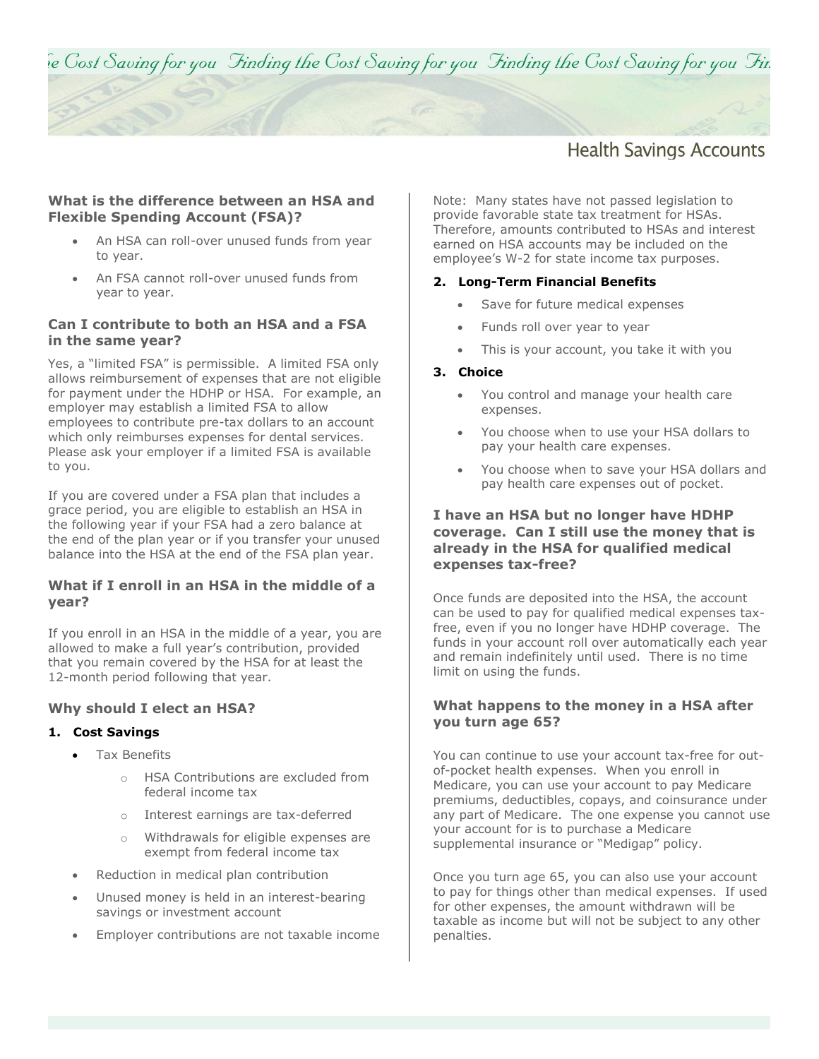# Health Savings Accounts

### What is the difference between an HSA and Flexible Spending Account (FSA)?

- An HSA can roll-over unused funds from year to year.
- An FSA cannot roll-over unused funds from year to year.

### Can I contribute to both an HSA and a FSA in the same year?

Yes, a "limited FSA" is permissible. A limited FSA only allows reimbursement of expenses that are not eligible for payment under the HDHP or HSA. For example, an employer may establish a limited FSA to allow employees to contribute pre-tax dollars to an account which only reimburses expenses for dental services. Please ask your employer if a limited FSA is available to you.

If you are covered under a FSA plan that includes a grace period, you are eligible to establish an HSA in the following year if your FSA had a zero balance at the end of the plan year or if you transfer your unused balance into the HSA at the end of the FSA plan year.

### What if I enroll in an HSA in the middle of a year?

If you enroll in an HSA in the middle of a year, you are allowed to make a full year's contribution, provided that you remain covered by the HSA for at least the 12-month period following that year.

### Why should I elect an HSA?

1. **Cost Savings**
   - Tax Benefits
     - HSA Contributions are excluded from federal income tax
     - Interest earnings are tax-deferred
     - Withdrawals for eligible expenses are exempt from federal income tax
   - Reduction in medical plan contribution
   - Unused money is held in an interest-bearing savings or investment account
   - Employer contributions are not taxable income

   Note: Many states have not passed legislation to provide favorable state tax treatment for HSAs. Therefore, amounts contributed to HSAs and interest earned on HSA accounts may be included on the employee's W-2 for state income tax purposes.

2. **Long-Term Financial Benefits**
   - Save for future medical expenses
   - Funds roll over year to year
   - This is your account, you take it with you

3. **Choice**
   - You control and manage your health care expenses.
   - You choose when to use your HSA dollars to pay your health care expenses.
   - You choose when to save your HSA dollars and pay health care expenses out of pocket.

### I have an HSA but no longer have HDHP coverage. Can I still use the money that is already in the HSA for qualified medical expenses tax-free?

Once funds are deposited into the HSA, the account can be used to pay for qualified medical expenses tax-free, even if you no longer have HDHP coverage. The funds in your account roll over automatically each year and remain indefinitely until used. There is no time limit on using the funds.

### What happens to the money in a HSA after you turn age 65?

You can continue to use your account tax-free for out-of-pocket health expenses. When you enroll in Medicare, you can use your account to pay Medicare premiums, deductibles, copays, and coinsurance under any part of Medicare. The one expense you cannot use your account for is to purchase a Medicare supplemental insurance or "Medigap" policy.

Once you turn age 65, you can also use your account to pay for things other than medical expenses. If used for other expenses, the amount withdrawn will be taxable as income but will not be subject to any other penalties.